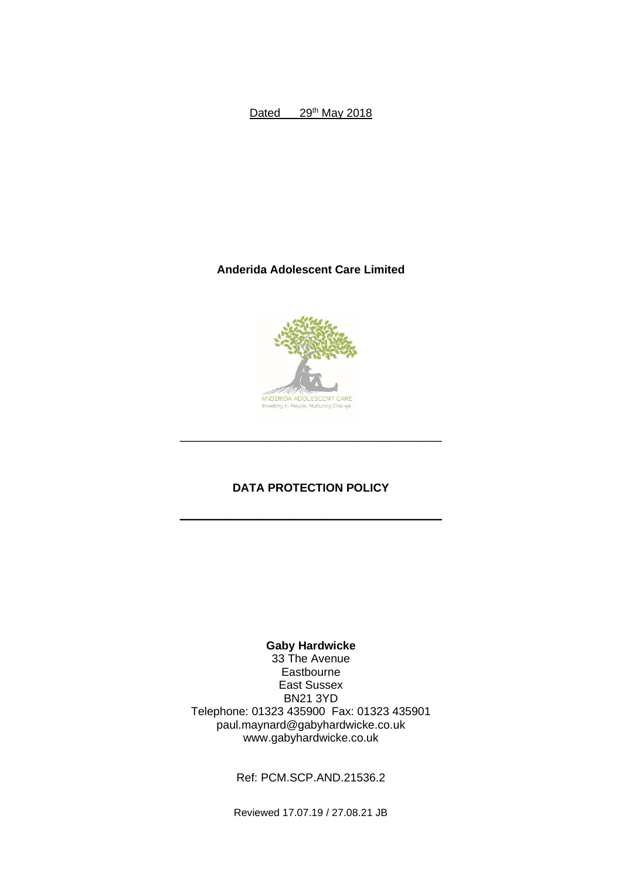Dated 29th May 2018

**Anderida Adolescent Care Limited**

ANDERIDA ADOLESCENT CARE
Investing in People, Nurturing Change

---

# DATA PROTECTION POLICY

---

**Gaby Hardwicke**
33 The Avenue
Eastbourne
East Sussex
BN21 3YD
Telephone: 01323 435900 Fax: 01323 435901
paul.maynard@gabyhardwicke.co.uk
www.gabyhardwicke.co.uk

Ref: PCM.SCP.AND.21536.2

Reviewed 17.07.19 / 27.08.21 JB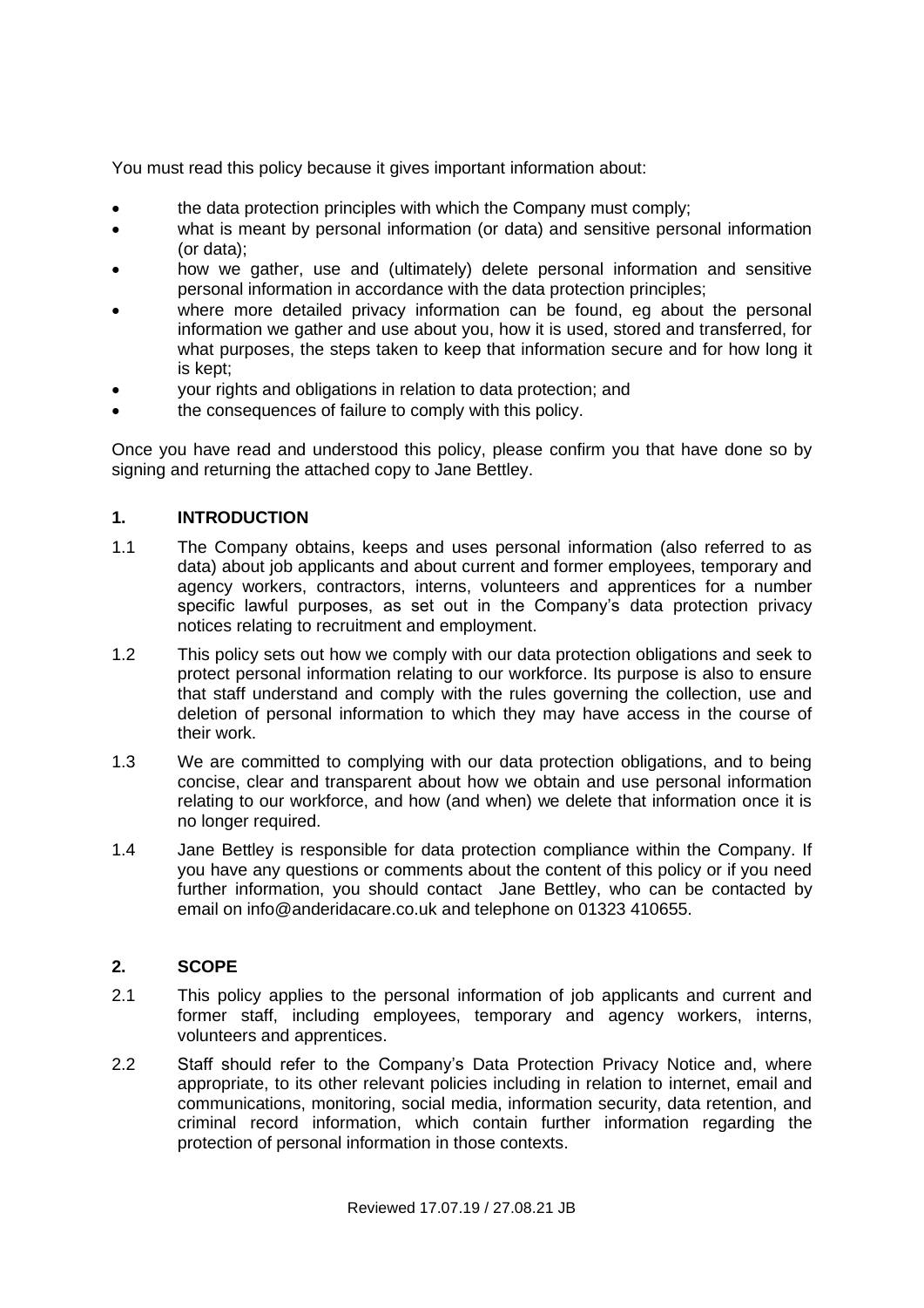You must read this policy because it gives important information about:

- the data protection principles with which the Company must comply;
- what is meant by personal information (or data) and sensitive personal information (or data);
- how we gather, use and (ultimately) delete personal information and sensitive personal information in accordance with the data protection principles;
- where more detailed privacy information can be found, eg about the personal information we gather and use about you, how it is used, stored and transferred, for what purposes, the steps taken to keep that information secure and for how long it is kept;
- your rights and obligations in relation to data protection; and
- the consequences of failure to comply with this policy.

Once you have read and understood this policy, please confirm you that have done so by signing and returning the attached copy to Jane Bettley.

## 1. INTRODUCTION

1.1 The Company obtains, keeps and uses personal information (also referred to as data) about job applicants and about current and former employees, temporary and agency workers, contractors, interns, volunteers and apprentices for a number specific lawful purposes, as set out in the Company's data protection privacy notices relating to recruitment and employment.

1.2 This policy sets out how we comply with our data protection obligations and seek to protect personal information relating to our workforce. Its purpose is also to ensure that staff understand and comply with the rules governing the collection, use and deletion of personal information to which they may have access in the course of their work.

1.3 We are committed to complying with our data protection obligations, and to being concise, clear and transparent about how we obtain and use personal information relating to our workforce, and how (and when) we delete that information once it is no longer required.

1.4 Jane Bettley is responsible for data protection compliance within the Company. If you have any questions or comments about the content of this policy or if you need further information, you should contact Jane Bettley, who can be contacted by email on info@anderidacare.co.uk and telephone on 01323 410655.

## 2. SCOPE

2.1 This policy applies to the personal information of job applicants and current and former staff, including employees, temporary and agency workers, interns, volunteers and apprentices.

2.2 Staff should refer to the Company's Data Protection Privacy Notice and, where appropriate, to its other relevant policies including in relation to internet, email and communications, monitoring, social media, information security, data retention, and criminal record information, which contain further information regarding the protection of personal information in those contexts.

Reviewed 17.07.19 / 27.08.21 JB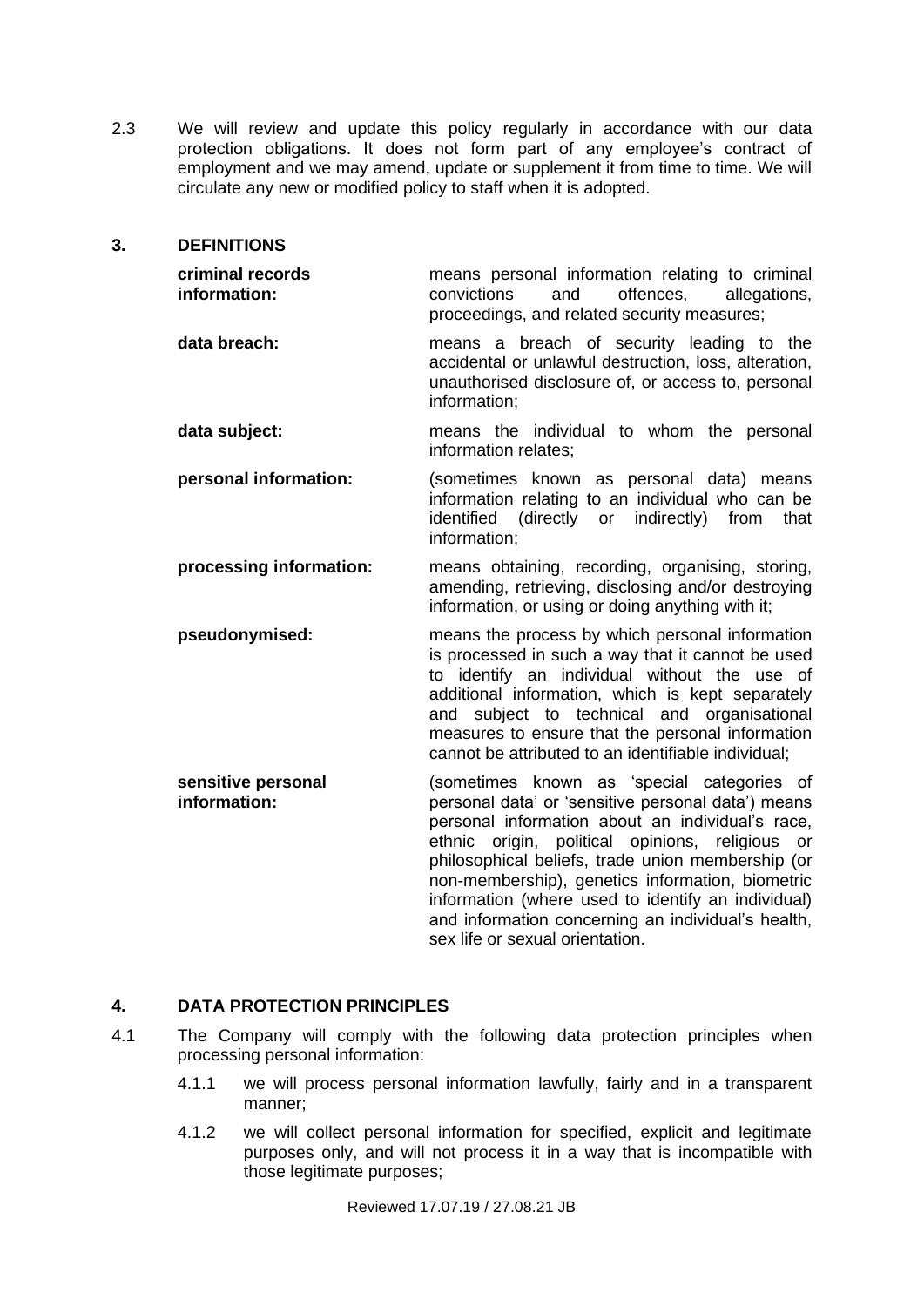2.3 We will review and update this policy regularly in accordance with our data protection obligations. It does not form part of any employee's contract of employment and we may amend, update or supplement it from time to time. We will circulate any new or modified policy to staff when it is adopted.

## 3. DEFINITIONS

| | |
|---|---|
| **criminal records information:** | means personal information relating to criminal convictions and offences, allegations, proceedings, and related security measures; |
| **data breach:** | means a breach of security leading to the accidental or unlawful destruction, loss, alteration, unauthorised disclosure of, or access to, personal information; |
| **data subject:** | means the individual to whom the personal information relates; |
| **personal information:** | (sometimes known as personal data) means information relating to an individual who can be identified (directly or indirectly) from that information; |
| **processing information:** | means obtaining, recording, organising, storing, amending, retrieving, disclosing and/or destroying information, or using or doing anything with it; |
| **pseudonymised:** | means the process by which personal information is processed in such a way that it cannot be used to identify an individual without the use of additional information, which is kept separately and subject to technical and organisational measures to ensure that the personal information cannot be attributed to an identifiable individual; |
| **sensitive personal information:** | (sometimes known as 'special categories of personal data' or 'sensitive personal data') means personal information about an individual's race, ethnic origin, political opinions, religious or philosophical beliefs, trade union membership (or non-membership), genetics information, biometric information (where used to identify an individual) and information concerning an individual's health, sex life or sexual orientation. |

## 4. DATA PROTECTION PRINCIPLES

4.1 The Company will comply with the following data protection principles when processing personal information:

4.1.1 we will process personal information lawfully, fairly and in a transparent manner;

4.1.2 we will collect personal information for specified, explicit and legitimate purposes only, and will not process it in a way that is incompatible with those legitimate purposes;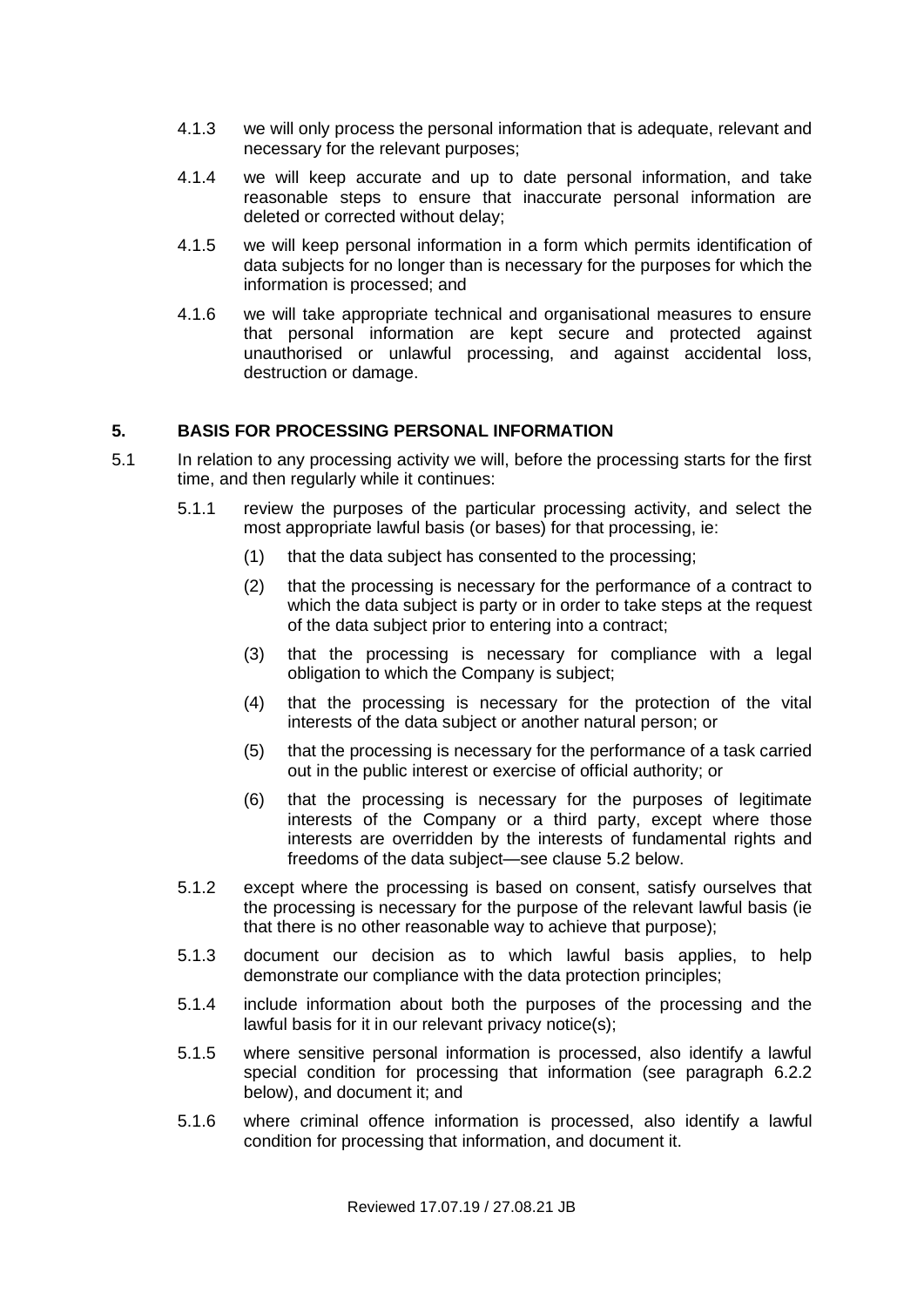4.1.3 we will only process the personal information that is adequate, relevant and necessary for the relevant purposes;

4.1.4 we will keep accurate and up to date personal information, and take reasonable steps to ensure that inaccurate personal information are deleted or corrected without delay;

4.1.5 we will keep personal information in a form which permits identification of data subjects for no longer than is necessary for the purposes for which the information is processed; and

4.1.6 we will take appropriate technical and organisational measures to ensure that personal information are kept secure and protected against unauthorised or unlawful processing, and against accidental loss, destruction or damage.

## 5. BASIS FOR PROCESSING PERSONAL INFORMATION

5.1 In relation to any processing activity we will, before the processing starts for the first time, and then regularly while it continues:

5.1.1 review the purposes of the particular processing activity, and select the most appropriate lawful basis (or bases) for that processing, ie:

(1) that the data subject has consented to the processing;

(2) that the processing is necessary for the performance of a contract to which the data subject is party or in order to take steps at the request of the data subject prior to entering into a contract;

(3) that the processing is necessary for compliance with a legal obligation to which the Company is subject;

(4) that the processing is necessary for the protection of the vital interests of the data subject or another natural person; or

(5) that the processing is necessary for the performance of a task carried out in the public interest or exercise of official authority; or

(6) that the processing is necessary for the purposes of legitimate interests of the Company or a third party, except where those interests are overridden by the interests of fundamental rights and freedoms of the data subject—see clause 5.2 below.

5.1.2 except where the processing is based on consent, satisfy ourselves that the processing is necessary for the purpose of the relevant lawful basis (ie that there is no other reasonable way to achieve that purpose);

5.1.3 document our decision as to which lawful basis applies, to help demonstrate our compliance with the data protection principles;

5.1.4 include information about both the purposes of the processing and the lawful basis for it in our relevant privacy notice(s);

5.1.5 where sensitive personal information is processed, also identify a lawful special condition for processing that information (see paragraph 6.2.2 below), and document it; and

5.1.6 where criminal offence information is processed, also identify a lawful condition for processing that information, and document it.

Reviewed 17.07.19 / 27.08.21 JB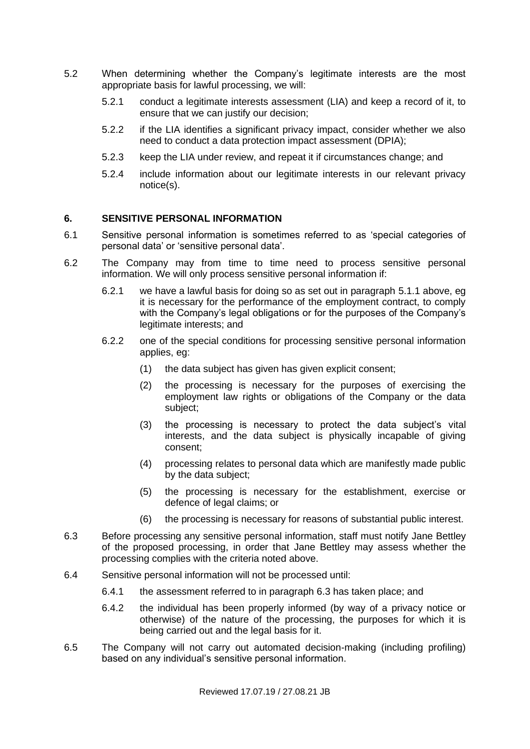5.2 When determining whether the Company's legitimate interests are the most appropriate basis for lawful processing, we will:

5.2.1 conduct a legitimate interests assessment (LIA) and keep a record of it, to ensure that we can justify our decision;

5.2.2 if the LIA identifies a significant privacy impact, consider whether we also need to conduct a data protection impact assessment (DPIA);

5.2.3 keep the LIA under review, and repeat it if circumstances change; and

5.2.4 include information about our legitimate interests in our relevant privacy notice(s).

## 6. SENSITIVE PERSONAL INFORMATION

6.1 Sensitive personal information is sometimes referred to as 'special categories of personal data' or 'sensitive personal data'.

6.2 The Company may from time to time need to process sensitive personal information. We will only process sensitive personal information if:

6.2.1 we have a lawful basis for doing so as set out in paragraph 5.1.1 above, eg it is necessary for the performance of the employment contract, to comply with the Company's legal obligations or for the purposes of the Company's legitimate interests; and

6.2.2 one of the special conditions for processing sensitive personal information applies, eg:

(1) the data subject has given has given explicit consent;

(2) the processing is necessary for the purposes of exercising the employment law rights or obligations of the Company or the data subject;

(3) the processing is necessary to protect the data subject's vital interests, and the data subject is physically incapable of giving consent;

(4) processing relates to personal data which are manifestly made public by the data subject;

(5) the processing is necessary for the establishment, exercise or defence of legal claims; or

(6) the processing is necessary for reasons of substantial public interest.

6.3 Before processing any sensitive personal information, staff must notify Jane Bettley of the proposed processing, in order that Jane Bettley may assess whether the processing complies with the criteria noted above.

6.4 Sensitive personal information will not be processed until:

6.4.1 the assessment referred to in paragraph 6.3 has taken place; and

6.4.2 the individual has been properly informed (by way of a privacy notice or otherwise) of the nature of the processing, the purposes for which it is being carried out and the legal basis for it.

6.5 The Company will not carry out automated decision-making (including profiling) based on any individual's sensitive personal information.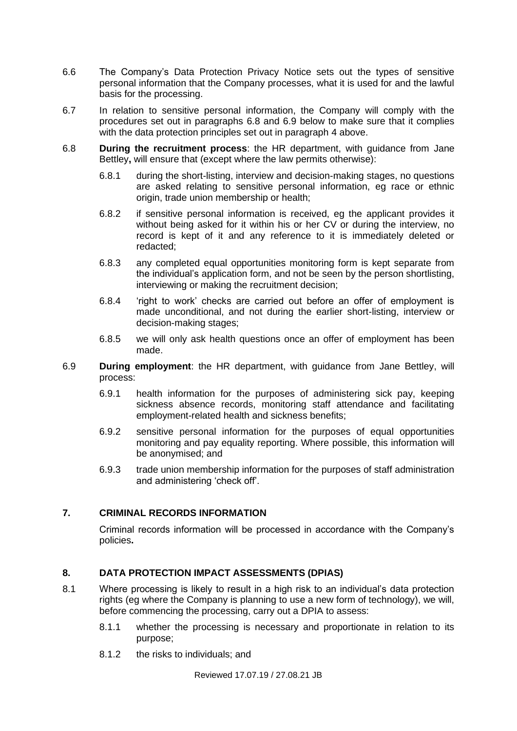6.6 The Company's Data Protection Privacy Notice sets out the types of sensitive personal information that the Company processes, what it is used for and the lawful basis for the processing.

6.7 In relation to sensitive personal information, the Company will comply with the procedures set out in paragraphs 6.8 and 6.9 below to make sure that it complies with the data protection principles set out in paragraph 4 above.

6.8 **During the recruitment process**: the HR department, with guidance from Jane Bettley**,** will ensure that (except where the law permits otherwise):

- 6.8.1 during the short-listing, interview and decision-making stages, no questions are asked relating to sensitive personal information, eg race or ethnic origin, trade union membership or health;
- 6.8.2 if sensitive personal information is received, eg the applicant provides it without being asked for it within his or her CV or during the interview, no record is kept of it and any reference to it is immediately deleted or redacted;
- 6.8.3 any completed equal opportunities monitoring form is kept separate from the individual's application form, and not be seen by the person shortlisting, interviewing or making the recruitment decision;
- 6.8.4 'right to work' checks are carried out before an offer of employment is made unconditional, and not during the earlier short-listing, interview or decision-making stages;
- 6.8.5 we will only ask health questions once an offer of employment has been made.

6.9 **During employment**: the HR department, with guidance from Jane Bettley, will process:

- 6.9.1 health information for the purposes of administering sick pay, keeping sickness absence records, monitoring staff attendance and facilitating employment-related health and sickness benefits;
- 6.9.2 sensitive personal information for the purposes of equal opportunities monitoring and pay equality reporting. Where possible, this information will be anonymised; and
- 6.9.3 trade union membership information for the purposes of staff administration and administering 'check off'.

## 7. CRIMINAL RECORDS INFORMATION

Criminal records information will be processed in accordance with the Company's policies**.**

## 8. DATA PROTECTION IMPACT ASSESSMENTS (DPIAS)

8.1 Where processing is likely to result in a high risk to an individual's data protection rights (eg where the Company is planning to use a new form of technology), we will, before commencing the processing, carry out a DPIA to assess:

- 8.1.1 whether the processing is necessary and proportionate in relation to its purpose;
- 8.1.2 the risks to individuals; and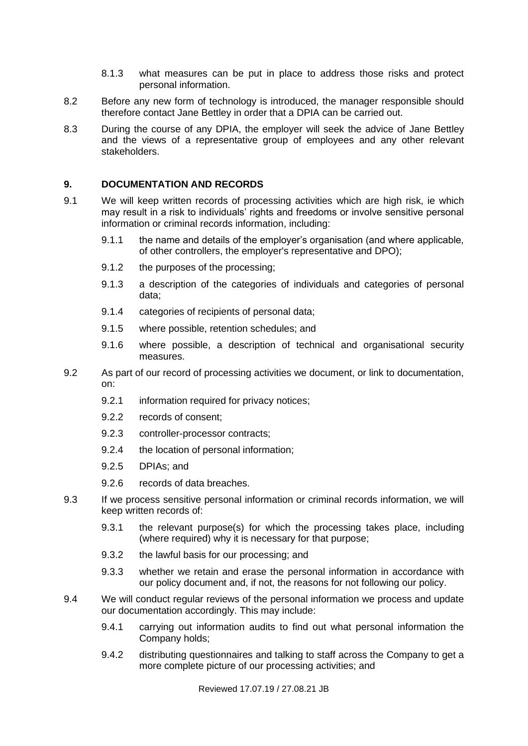8.1.3 what measures can be put in place to address those risks and protect personal information.

8.2 Before any new form of technology is introduced, the manager responsible should therefore contact Jane Bettley in order that a DPIA can be carried out.

8.3 During the course of any DPIA, the employer will seek the advice of Jane Bettley and the views of a representative group of employees and any other relevant stakeholders.

## 9. DOCUMENTATION AND RECORDS

9.1 We will keep written records of processing activities which are high risk, ie which may result in a risk to individuals' rights and freedoms or involve sensitive personal information or criminal records information, including:

- 9.1.1 the name and details of the employer's organisation (and where applicable, of other controllers, the employer's representative and DPO);
- 9.1.2 the purposes of the processing;
- 9.1.3 a description of the categories of individuals and categories of personal data;
- 9.1.4 categories of recipients of personal data;
- 9.1.5 where possible, retention schedules; and
- 9.1.6 where possible, a description of technical and organisational security measures.

9.2 As part of our record of processing activities we document, or link to documentation, on:

- 9.2.1 information required for privacy notices;
- 9.2.2 records of consent;
- 9.2.3 controller-processor contracts;
- 9.2.4 the location of personal information;
- 9.2.5 DPIAs; and
- 9.2.6 records of data breaches.

9.3 If we process sensitive personal information or criminal records information, we will keep written records of:

- 9.3.1 the relevant purpose(s) for which the processing takes place, including (where required) why it is necessary for that purpose;
- 9.3.2 the lawful basis for our processing; and
- 9.3.3 whether we retain and erase the personal information in accordance with our policy document and, if not, the reasons for not following our policy.

9.4 We will conduct regular reviews of the personal information we process and update our documentation accordingly. This may include:

- 9.4.1 carrying out information audits to find out what personal information the Company holds;
- 9.4.2 distributing questionnaires and talking to staff across the Company to get a more complete picture of our processing activities; and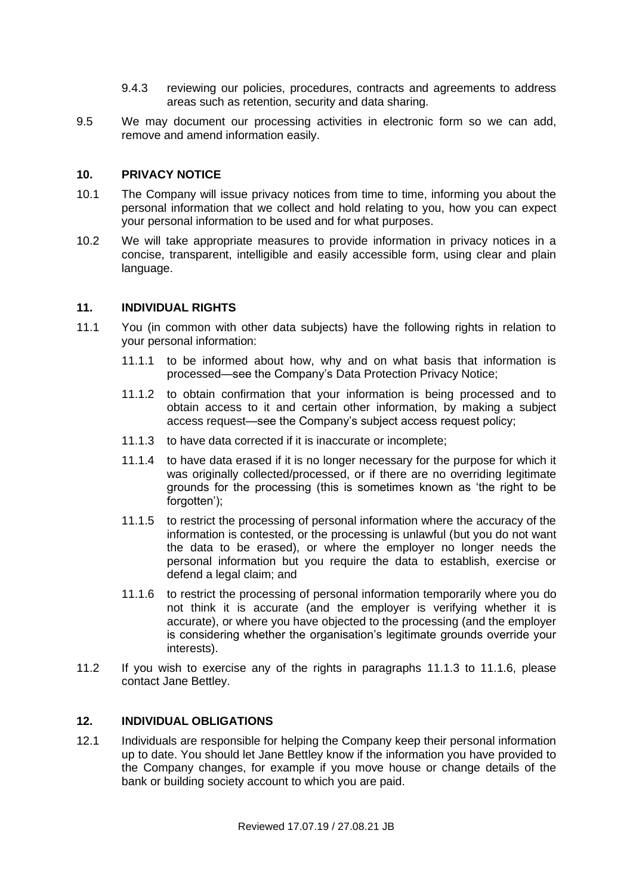9.4.3 reviewing our policies, procedures, contracts and agreements to address areas such as retention, security and data sharing.

9.5 We may document our processing activities in electronic form so we can add, remove and amend information easily.

## 10. PRIVACY NOTICE

10.1 The Company will issue privacy notices from time to time, informing you about the personal information that we collect and hold relating to you, how you can expect your personal information to be used and for what purposes.

10.2 We will take appropriate measures to provide information in privacy notices in a concise, transparent, intelligible and easily accessible form, using clear and plain language.

## 11. INDIVIDUAL RIGHTS

11.1 You (in common with other data subjects) have the following rights in relation to your personal information:

11.1.1 to be informed about how, why and on what basis that information is processed—see the Company's Data Protection Privacy Notice;

11.1.2 to obtain confirmation that your information is being processed and to obtain access to it and certain other information, by making a subject access request—see the Company's subject access request policy;

11.1.3 to have data corrected if it is inaccurate or incomplete;

11.1.4 to have data erased if it is no longer necessary for the purpose for which it was originally collected/processed, or if there are no overriding legitimate grounds for the processing (this is sometimes known as 'the right to be forgotten');

11.1.5 to restrict the processing of personal information where the accuracy of the information is contested, or the processing is unlawful (but you do not want the data to be erased), or where the employer no longer needs the personal information but you require the data to establish, exercise or defend a legal claim; and

11.1.6 to restrict the processing of personal information temporarily where you do not think it is accurate (and the employer is verifying whether it is accurate), or where you have objected to the processing (and the employer is considering whether the organisation's legitimate grounds override your interests).

11.2 If you wish to exercise any of the rights in paragraphs 11.1.3 to 11.1.6, please contact Jane Bettley.

## 12. INDIVIDUAL OBLIGATIONS

12.1 Individuals are responsible for helping the Company keep their personal information up to date. You should let Jane Bettley know if the information you have provided to the Company changes, for example if you move house or change details of the bank or building society account to which you are paid.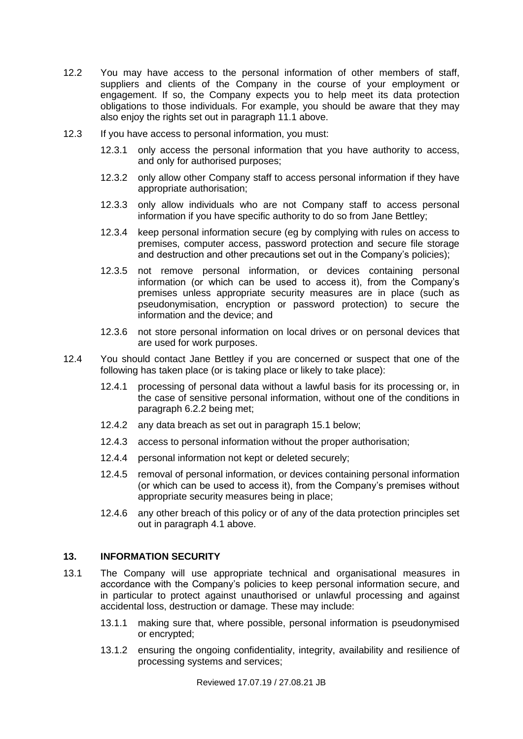12.2 You may have access to the personal information of other members of staff, suppliers and clients of the Company in the course of your employment or engagement. If so, the Company expects you to help meet its data protection obligations to those individuals. For example, you should be aware that they may also enjoy the rights set out in paragraph 11.1 above.

12.3 If you have access to personal information, you must:

- 12.3.1 only access the personal information that you have authority to access, and only for authorised purposes;
- 12.3.2 only allow other Company staff to access personal information if they have appropriate authorisation;
- 12.3.3 only allow individuals who are not Company staff to access personal information if you have specific authority to do so from Jane Bettley;
- 12.3.4 keep personal information secure (eg by complying with rules on access to premises, computer access, password protection and secure file storage and destruction and other precautions set out in the Company's policies);
- 12.3.5 not remove personal information, or devices containing personal information (or which can be used to access it), from the Company's premises unless appropriate security measures are in place (such as pseudonymisation, encryption or password protection) to secure the information and the device; and
- 12.3.6 not store personal information on local drives or on personal devices that are used for work purposes.

12.4 You should contact Jane Bettley if you are concerned or suspect that one of the following has taken place (or is taking place or likely to take place):

- 12.4.1 processing of personal data without a lawful basis for its processing or, in the case of sensitive personal information, without one of the conditions in paragraph 6.2.2 being met;
- 12.4.2 any data breach as set out in paragraph 15.1 below;
- 12.4.3 access to personal information without the proper authorisation;
- 12.4.4 personal information not kept or deleted securely;
- 12.4.5 removal of personal information, or devices containing personal information (or which can be used to access it), from the Company's premises without appropriate security measures being in place;
- 12.4.6 any other breach of this policy or of any of the data protection principles set out in paragraph 4.1 above.

## 13. INFORMATION SECURITY

13.1 The Company will use appropriate technical and organisational measures in accordance with the Company's policies to keep personal information secure, and in particular to protect against unauthorised or unlawful processing and against accidental loss, destruction or damage. These may include:

- 13.1.1 making sure that, where possible, personal information is pseudonymised or encrypted;
- 13.1.2 ensuring the ongoing confidentiality, integrity, availability and resilience of processing systems and services;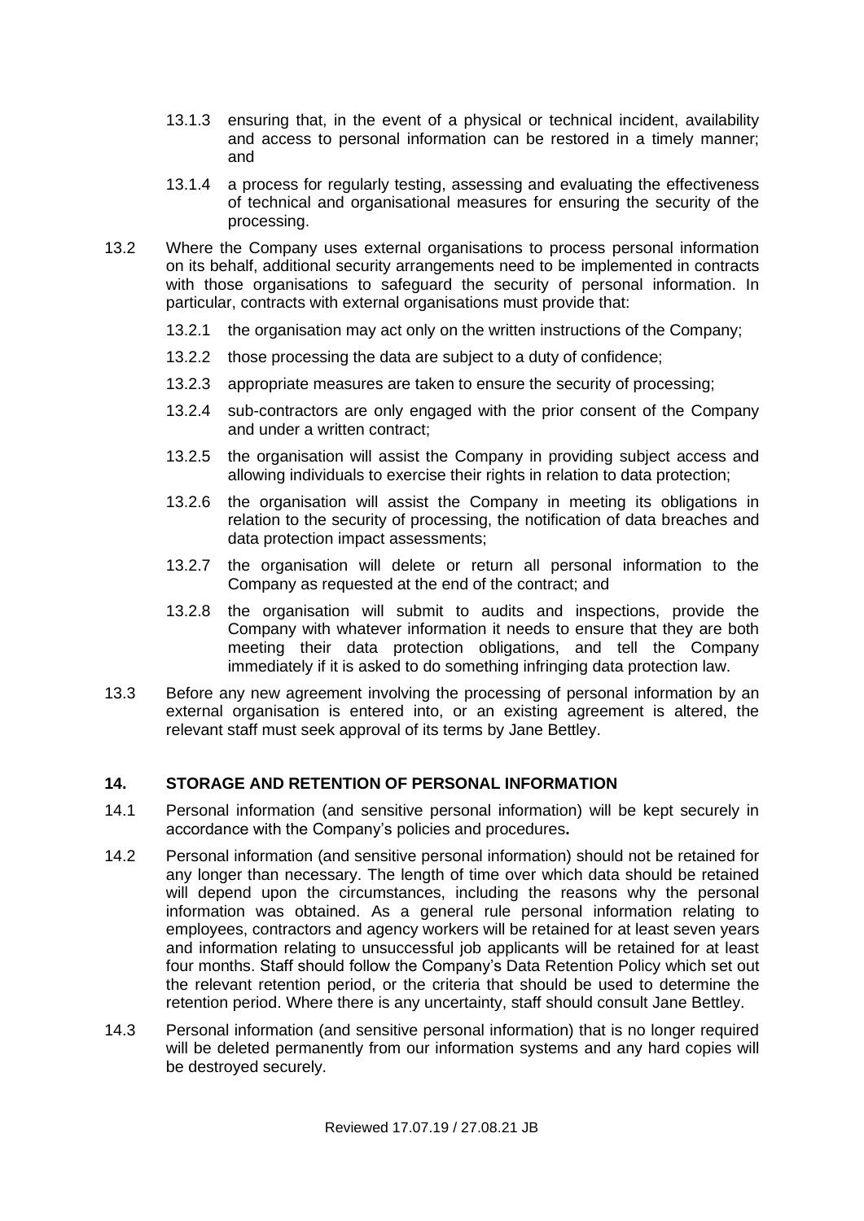13.1.3 ensuring that, in the event of a physical or technical incident, availability and access to personal information can be restored in a timely manner; and

13.1.4 a process for regularly testing, assessing and evaluating the effectiveness of technical and organisational measures for ensuring the security of the processing.

13.2 Where the Company uses external organisations to process personal information on its behalf, additional security arrangements need to be implemented in contracts with those organisations to safeguard the security of personal information. In particular, contracts with external organisations must provide that:

13.2.1 the organisation may act only on the written instructions of the Company;

13.2.2 those processing the data are subject to a duty of confidence;

13.2.3 appropriate measures are taken to ensure the security of processing;

13.2.4 sub-contractors are only engaged with the prior consent of the Company and under a written contract;

13.2.5 the organisation will assist the Company in providing subject access and allowing individuals to exercise their rights in relation to data protection;

13.2.6 the organisation will assist the Company in meeting its obligations in relation to the security of processing, the notification of data breaches and data protection impact assessments;

13.2.7 the organisation will delete or return all personal information to the Company as requested at the end of the contract; and

13.2.8 the organisation will submit to audits and inspections, provide the Company with whatever information it needs to ensure that they are both meeting their data protection obligations, and tell the Company immediately if it is asked to do something infringing data protection law.

13.3 Before any new agreement involving the processing of personal information by an external organisation is entered into, or an existing agreement is altered, the relevant staff must seek approval of its terms by Jane Bettley.

## 14. STORAGE AND RETENTION OF PERSONAL INFORMATION

14.1 Personal information (and sensitive personal information) will be kept securely in accordance with the Company's policies and procedures**.**

14.2 Personal information (and sensitive personal information) should not be retained for any longer than necessary. The length of time over which data should be retained will depend upon the circumstances, including the reasons why the personal information was obtained. As a general rule personal information relating to employees, contractors and agency workers will be retained for at least seven years and information relating to unsuccessful job applicants will be retained for at least four months. Staff should follow the Company's Data Retention Policy which set out the relevant retention period, or the criteria that should be used to determine the retention period. Where there is any uncertainty, staff should consult Jane Bettley.

14.3 Personal information (and sensitive personal information) that is no longer required will be deleted permanently from our information systems and any hard copies will be destroyed securely.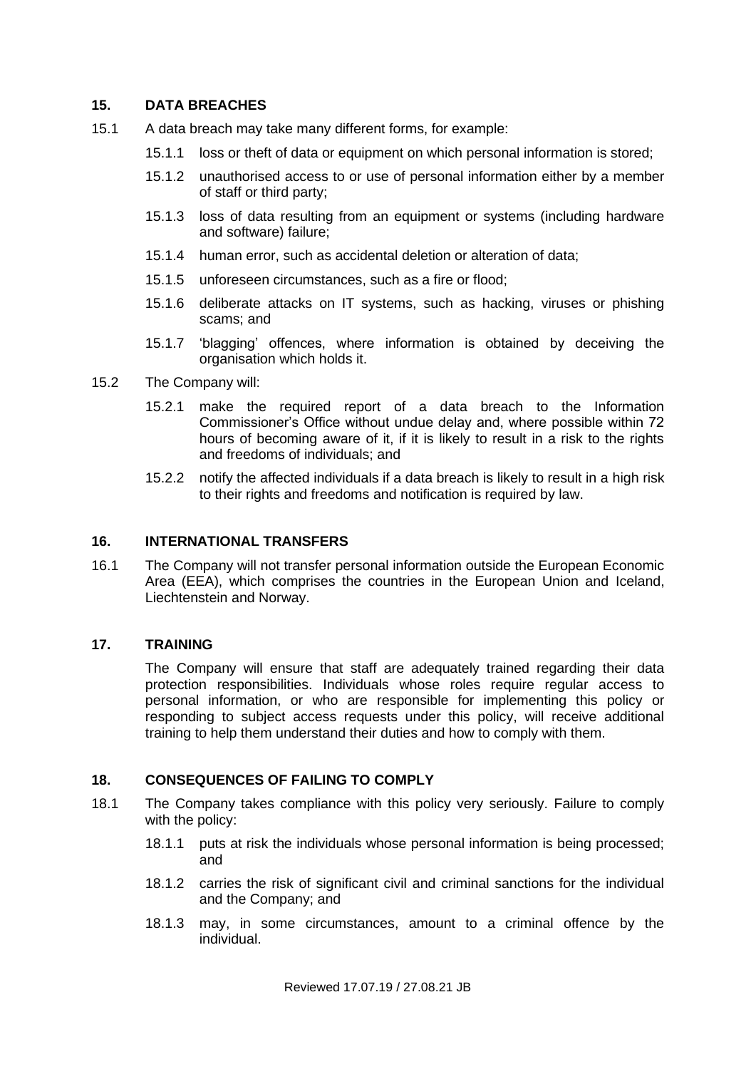## 15. DATA BREACHES

15.1 A data breach may take many different forms, for example:

15.1.1 loss or theft of data or equipment on which personal information is stored;

15.1.2 unauthorised access to or use of personal information either by a member of staff or third party;

15.1.3 loss of data resulting from an equipment or systems (including hardware and software) failure;

15.1.4 human error, such as accidental deletion or alteration of data;

15.1.5 unforeseen circumstances, such as a fire or flood;

15.1.6 deliberate attacks on IT systems, such as hacking, viruses or phishing scams; and

15.1.7 'blagging' offences, where information is obtained by deceiving the organisation which holds it.

15.2 The Company will:

15.2.1 make the required report of a data breach to the Information Commissioner's Office without undue delay and, where possible within 72 hours of becoming aware of it, if it is likely to result in a risk to the rights and freedoms of individuals; and

15.2.2 notify the affected individuals if a data breach is likely to result in a high risk to their rights and freedoms and notification is required by law.

## 16. INTERNATIONAL TRANSFERS

16.1 The Company will not transfer personal information outside the European Economic Area (EEA), which comprises the countries in the European Union and Iceland, Liechtenstein and Norway.

## 17. TRAINING

The Company will ensure that staff are adequately trained regarding their data protection responsibilities. Individuals whose roles require regular access to personal information, or who are responsible for implementing this policy or responding to subject access requests under this policy, will receive additional training to help them understand their duties and how to comply with them.

## 18. CONSEQUENCES OF FAILING TO COMPLY

18.1 The Company takes compliance with this policy very seriously. Failure to comply with the policy:

18.1.1 puts at risk the individuals whose personal information is being processed; and

18.1.2 carries the risk of significant civil and criminal sanctions for the individual and the Company; and

18.1.3 may, in some circumstances, amount to a criminal offence by the individual.

Reviewed 17.07.19 / 27.08.21 JB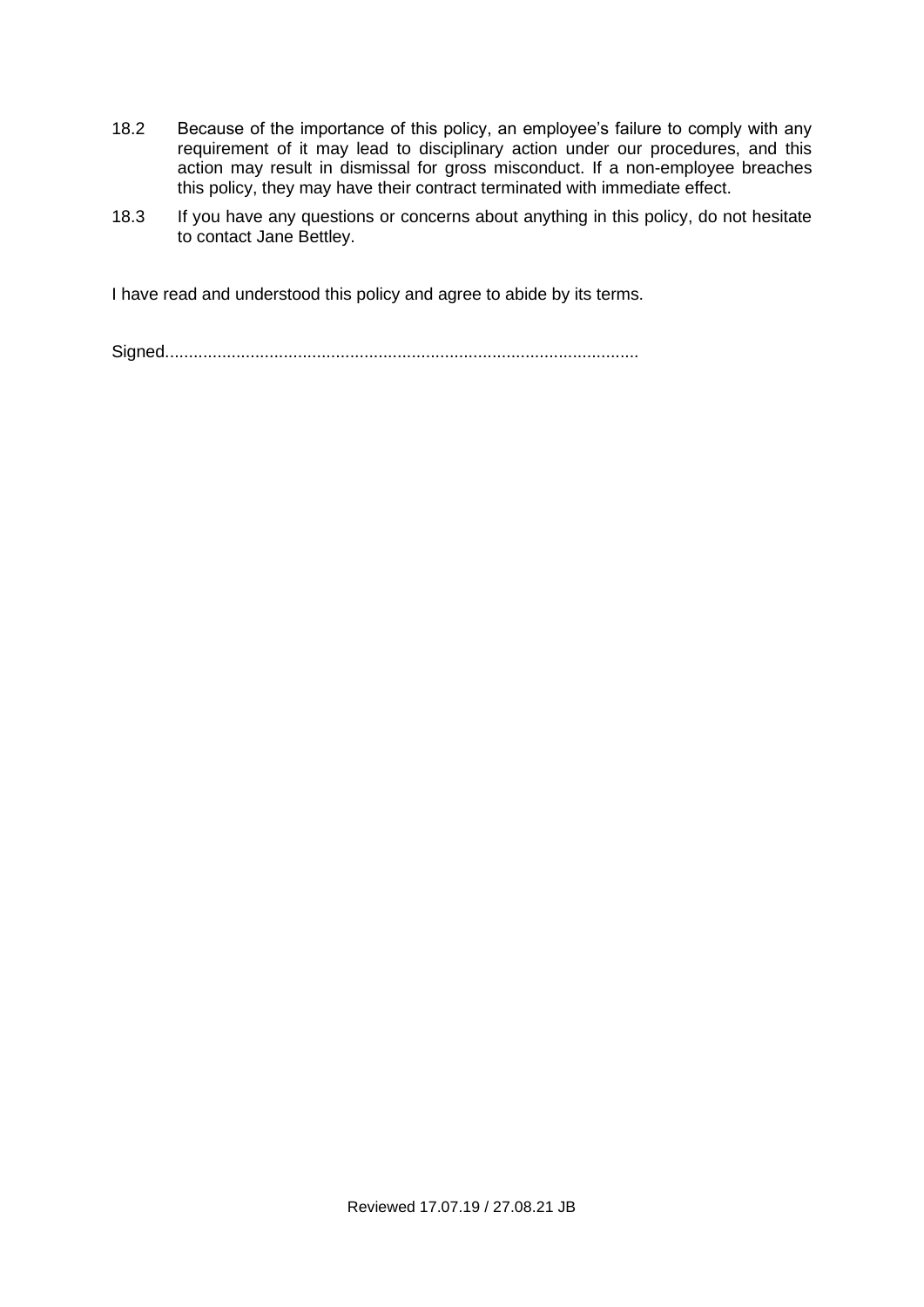18.2 Because of the importance of this policy, an employee's failure to comply with any requirement of it may lead to disciplinary action under our procedures, and this action may result in dismissal for gross misconduct. If a non-employee breaches this policy, they may have their contract terminated with immediate effect.

18.3 If you have any questions or concerns about anything in this policy, do not hesitate to contact Jane Bettley.

I have read and understood this policy and agree to abide by its terms.

Signed...................................................................................................